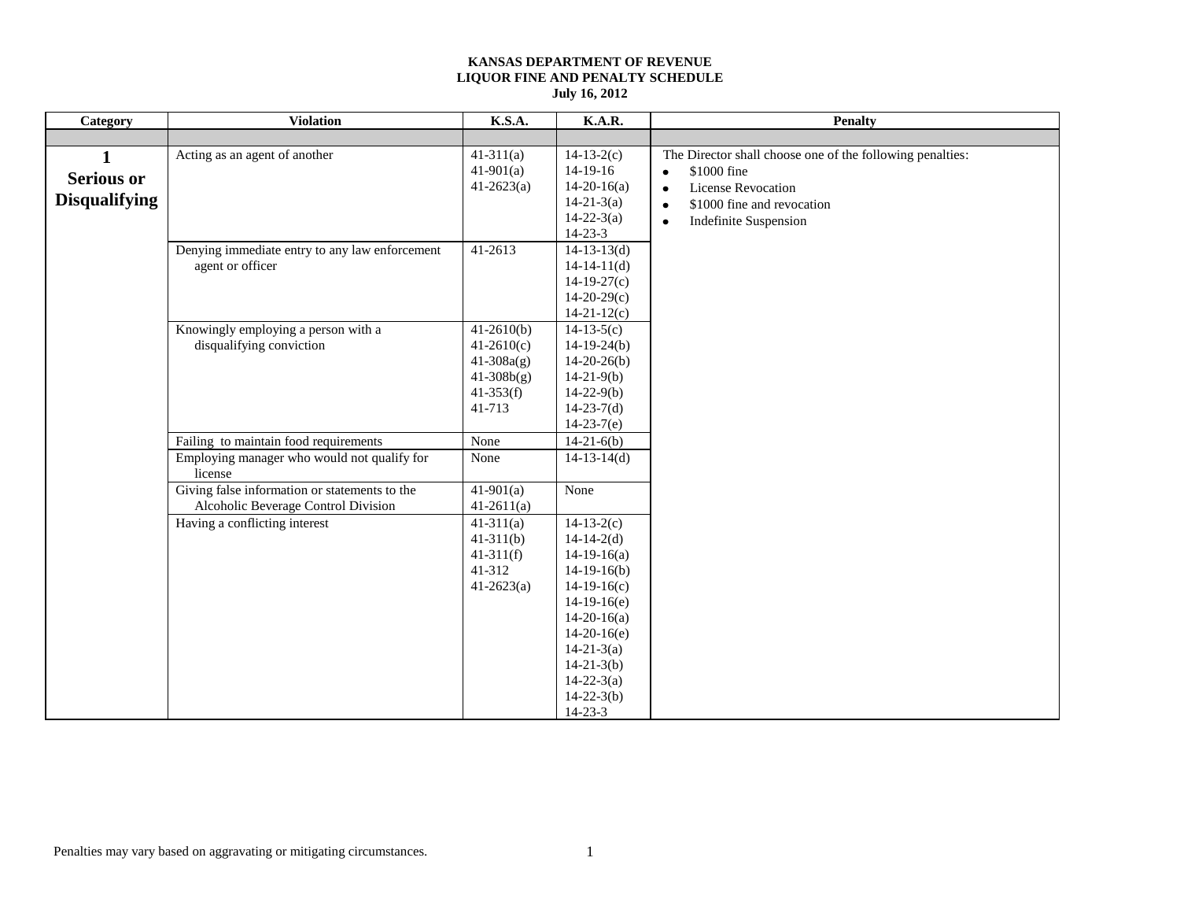**KANSAS DEPARTMENT OF REVENUE**
**LIQUOR FINE AND PENALTY SCHEDULE**
**July 16, 2012**

| Category | Violation | K.S.A. | K.A.R. | Penalty |
|---|---|---|---|---|
| | | | | |
| **1 Serious or Disqualifying** | Acting as an agent of another | 41-311(a)<br>41-901(a)<br>41-2623(a) | 14-13-2(c)<br>14-19-16<br>14-20-16(a)<br>14-21-3(a)<br>14-22-3(a)<br>14-23-3 | The Director shall choose one of the following penalties:<br>• $1000 fine<br>• License Revocation<br>• $1000 fine and revocation<br>• Indefinite Suspension |
| | Denying immediate entry to any law enforcement agent or officer | 41-2613 | 14-13-13(d)<br>14-14-11(d)<br>14-19-27(c)<br>14-20-29(c)<br>14-21-12(c) | |
| | Knowingly employing a person with a disqualifying conviction | 41-2610(b)<br>41-2610(c)<br>41-308a(g)<br>41-308b(g)<br>41-353(f)<br>41-713 | 14-13-5(c)<br>14-19-24(b)<br>14-20-26(b)<br>14-21-9(b)<br>14-22-9(b)<br>14-23-7(d)<br>14-23-7(e) | |
| | Failing to maintain food requirements | None | 14-21-6(b) | |
| | Employing manager who would not qualify for license | None | 14-13-14(d) | |
| | Giving false information or statements to the Alcoholic Beverage Control Division | 41-901(a)<br>41-2611(a) | None | |
| | Having a conflicting interest | 41-311(a)<br>41-311(b)<br>41-311(f)<br>41-312<br>41-2623(a) | 14-13-2(c)<br>14-14-2(d)<br>14-19-16(a)<br>14-19-16(b)<br>14-19-16(c)<br>14-19-16(e)<br>14-20-16(a)<br>14-20-16(e)<br>14-21-3(a)<br>14-21-3(b)<br>14-22-3(a)<br>14-22-3(b)<br>14-23-3 | |

Penalties may vary based on aggravating or mitigating circumstances.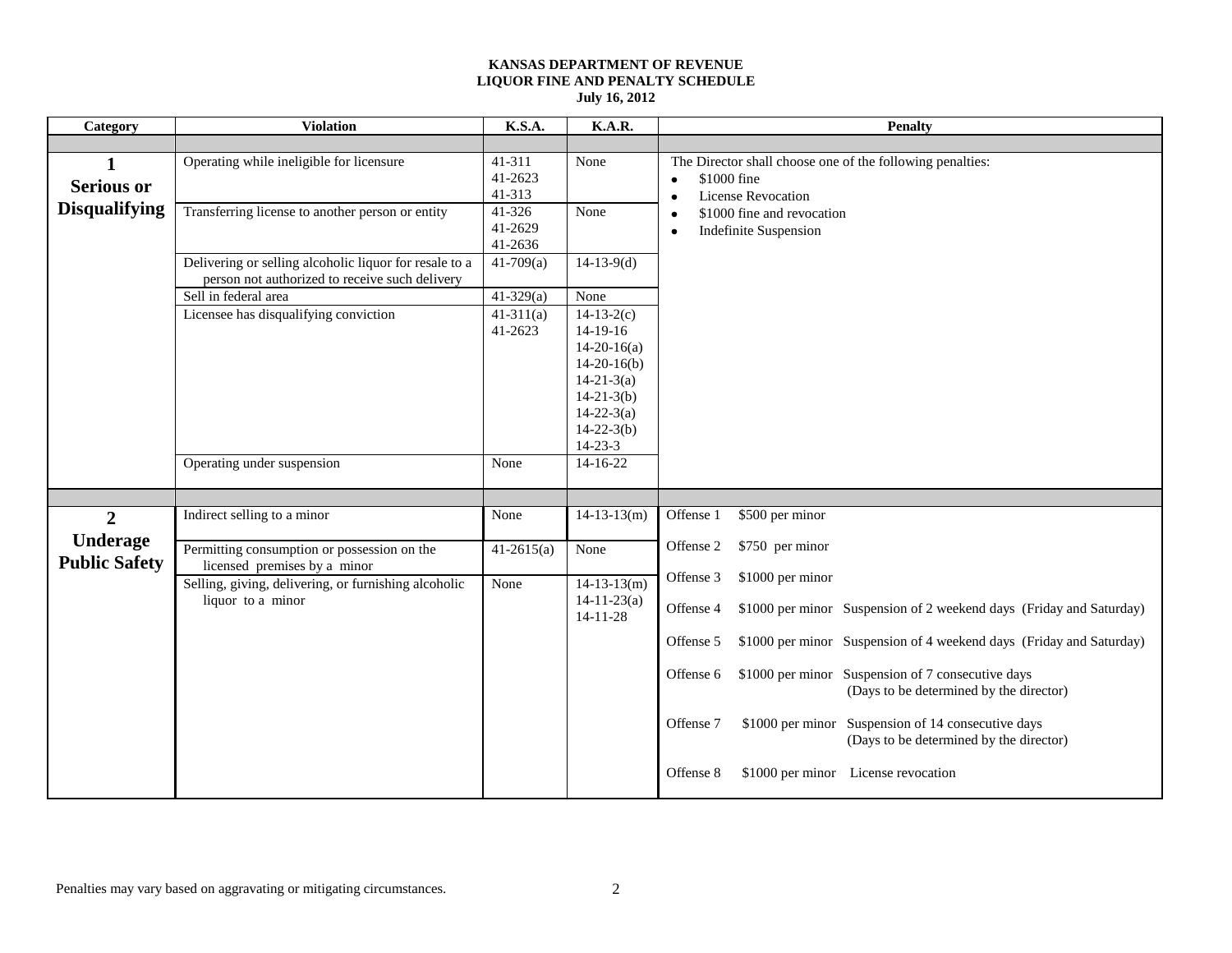**KANSAS DEPARTMENT OF REVENUE**
**LIQUOR FINE AND PENALTY SCHEDULE**
**July 16, 2012**

| Category | Violation | K.S.A. | K.A.R. | Penalty |
|---|---|---|---|---|
| **1 Serious or Disqualifying** | Operating while ineligible for licensure | 41-311<br>41-2623<br>41-313 | None | The Director shall choose one of the following penalties:<br>• $1000 fine<br>• License Revocation<br>• $1000 fine and revocation<br>• Indefinite Suspension |
| | Transferring license to another person or entity | 41-326<br>41-2629<br>41-2636 | None | |
| | Delivering or selling alcoholic liquor for resale to a person not authorized to receive such delivery | 41-709(a) | 14-13-9(d) | |
| | Sell in federal area | 41-329(a) | None | |
| | Licensee has disqualifying conviction | 41-311(a)<br>41-2623 | 14-13-2(c)<br>14-19-16<br>14-20-16(a)<br>14-20-16(b)<br>14-21-3(a)<br>14-21-3(b)<br>14-22-3(a)<br>14-22-3(b)<br>14-23-3 | |
| | Operating under suspension | None | 14-16-22 | |
| **2 Underage Public Safety** | Indirect selling to a minor | None | 14-13-13(m) | Offense 1 $500 per minor<br>Offense 2 $750 per minor<br>Offense 3 $1000 per minor<br>Offense 4 $1000 per minor Suspension of 2 weekend days (Friday and Saturday)<br>Offense 5 $1000 per minor Suspension of 4 weekend days (Friday and Saturday)<br>Offense 6 $1000 per minor Suspension of 7 consecutive days (Days to be determined by the director)<br>Offense 7 $1000 per minor Suspension of 14 consecutive days (Days to be determined by the director)<br>Offense 8 $1000 per minor License revocation |
| | Permitting consumption or possession on the licensed premises by a minor | 41-2615(a) | None | |
| | Selling, giving, delivering, or furnishing alcoholic liquor to a minor | None | 14-13-13(m)<br>14-11-23(a)<br>14-11-28 | |

Penalties may vary based on aggravating or mitigating circumstances.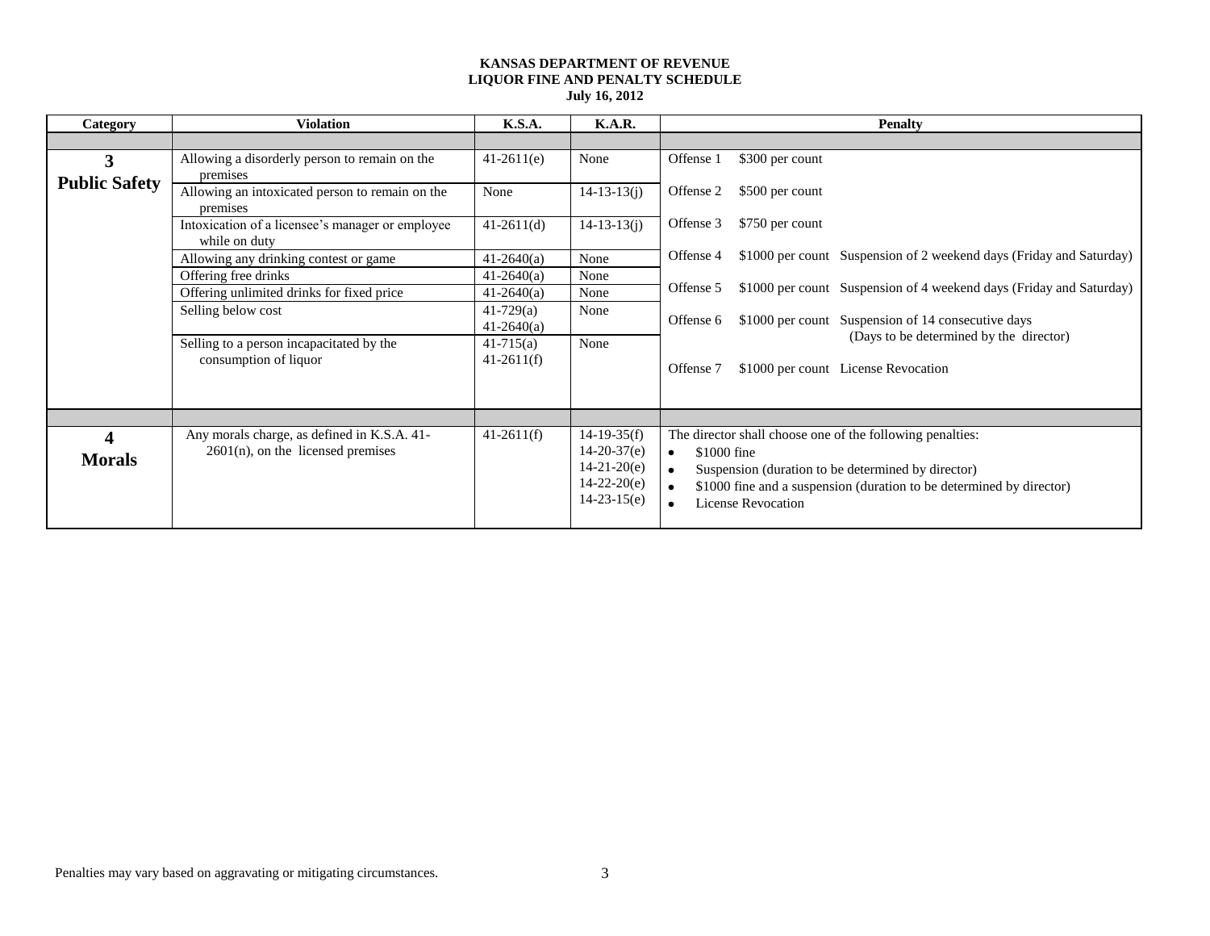**KANSAS DEPARTMENT OF REVENUE**
**LIQUOR FINE AND PENALTY SCHEDULE**
**July 16, 2012**

| Category | Violation | K.S.A. | K.A.R. | Penalty |
|---|---|---|---|---|
| | | | | |
| **3 Public Safety** | Allowing a disorderly person to remain on the premises | 41-2611(e) | None | Offense 1 $300 per count |
| | Allowing an intoxicated person to remain on the premises | None | 14-13-13(j) | Offense 2 $500 per count |
| | Intoxication of a licensee's manager or employee while on duty | 41-2611(d) | 14-13-13(j) | Offense 3 $750 per count |
| | Allowing any drinking contest or game | 41-2640(a) | None | Offense 4 $1000 per count Suspension of 2 weekend days (Friday and Saturday) |
| | Offering free drinks | 41-2640(a) | None | Offense 5 $1000 per count Suspension of 4 weekend days (Friday and Saturday) |
| | Offering unlimited drinks for fixed price | 41-2640(a) | None | Offense 6 $1000 per count Suspension of 14 consecutive days (Days to be determined by the director) |
| | Selling below cost | 41-729(a) 41-2640(a) | None | Offense 7 $1000 per count License Revocation |
| | Selling to a person incapacitated by the consumption of liquor | 41-715(a) 41-2611(f) | None | |
| | | | | |
| **4 Morals** | Any morals charge, as defined in K.S.A. 41-2601(n), on the licensed premises | 41-2611(f) | 14-19-35(f) 14-20-37(e) 14-21-20(e) 14-22-20(e) 14-23-15(e) | The director shall choose one of the following penalties: <br>• $1000 fine <br>• Suspension (duration to be determined by director) <br>• $1000 fine and a suspension (duration to be determined by director) <br>• License Revocation |

Penalties may vary based on aggravating or mitigating circumstances.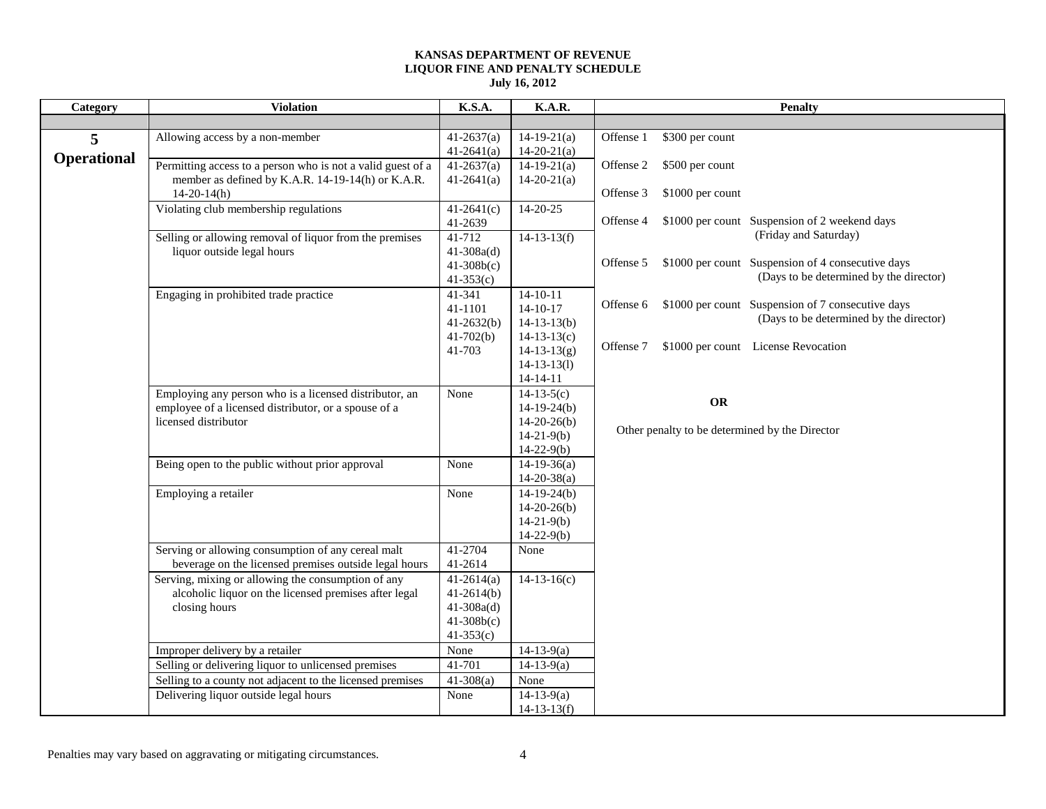**KANSAS DEPARTMENT OF REVENUE**
**LIQUOR FINE AND PENALTY SCHEDULE**
**July 16, 2012**

| Category | Violation | K.S.A. | K.A.R. | Penalty |
|---|---|---|---|---|
| | | | | |
| **5 Operational** | Allowing access by a non-member | 41-2637(a)<br>41-2641(a) | 14-19-21(a)<br>14-20-21(a) | Offense 1 $300 per count<br><br>Offense 2 $500 per count<br><br>Offense 3 $1000 per count<br><br>Offense 4 $1000 per count Suspension of 2 weekend days (Friday and Saturday)<br><br>Offense 5 $1000 per count Suspension of 4 consecutive days (Days to be determined by the director)<br><br>Offense 6 $1000 per count Suspension of 7 consecutive days (Days to be determined by the director)<br><br>Offense 7 $1000 per count License Revocation<br><br>**OR**<br><br>Other penalty to be determined by the Director |
| | Permitting access to a person who is not a valid guest of a member as defined by K.A.R. 14-19-14(h) or K.A.R. 14-20-14(h) | 41-2637(a)<br>41-2641(a) | 14-19-21(a)<br>14-20-21(a) | |
| | Violating club membership regulations | 41-2641(c)<br>41-2639 | 14-20-25 | |
| | Selling or allowing removal of liquor from the premises liquor outside legal hours | 41-712<br>41-308a(d)<br>41-308b(c)<br>41-353(c) | 14-13-13(f) | |
| | Engaging in prohibited trade practice | 41-341<br>41-1101<br>41-2632(b)<br>41-702(b)<br>41-703 | 14-10-11<br>14-10-17<br>14-13-13(b)<br>14-13-13(c)<br>14-13-13(g)<br>14-13-13(l)<br>14-14-11 | |
| | Employing any person who is a licensed distributor, an employee of a licensed distributor, or a spouse of a licensed distributor | None | 14-13-5(c)<br>14-19-24(b)<br>14-20-26(b)<br>14-21-9(b)<br>14-22-9(b) | |
| | Being open to the public without prior approval | None | 14-19-36(a)<br>14-20-38(a) | |
| | Employing a retailer | None | 14-19-24(b)<br>14-20-26(b)<br>14-21-9(b)<br>14-22-9(b) | |
| | Serving or allowing consumption of any cereal malt beverage on the licensed premises outside legal hours | 41-2704<br>41-2614 | None | |
| | Serving, mixing or allowing the consumption of any alcoholic liquor on the licensed premises after legal closing hours | 41-2614(a)<br>41-2614(b)<br>41-308a(d)<br>41-308b(c)<br>41-353(c) | 14-13-16(c) | |
| | Improper delivery by a retailer | None | 14-13-9(a) | |
| | Selling or delivering liquor to unlicensed premises | 41-701 | 14-13-9(a) | |
| | Selling to a county not adjacent to the licensed premises | 41-308(a) | None | |
| | Delivering liquor outside legal hours | None | 14-13-9(a)<br>14-13-13(f) | |

Penalties may vary based on aggravating or mitigating circumstances.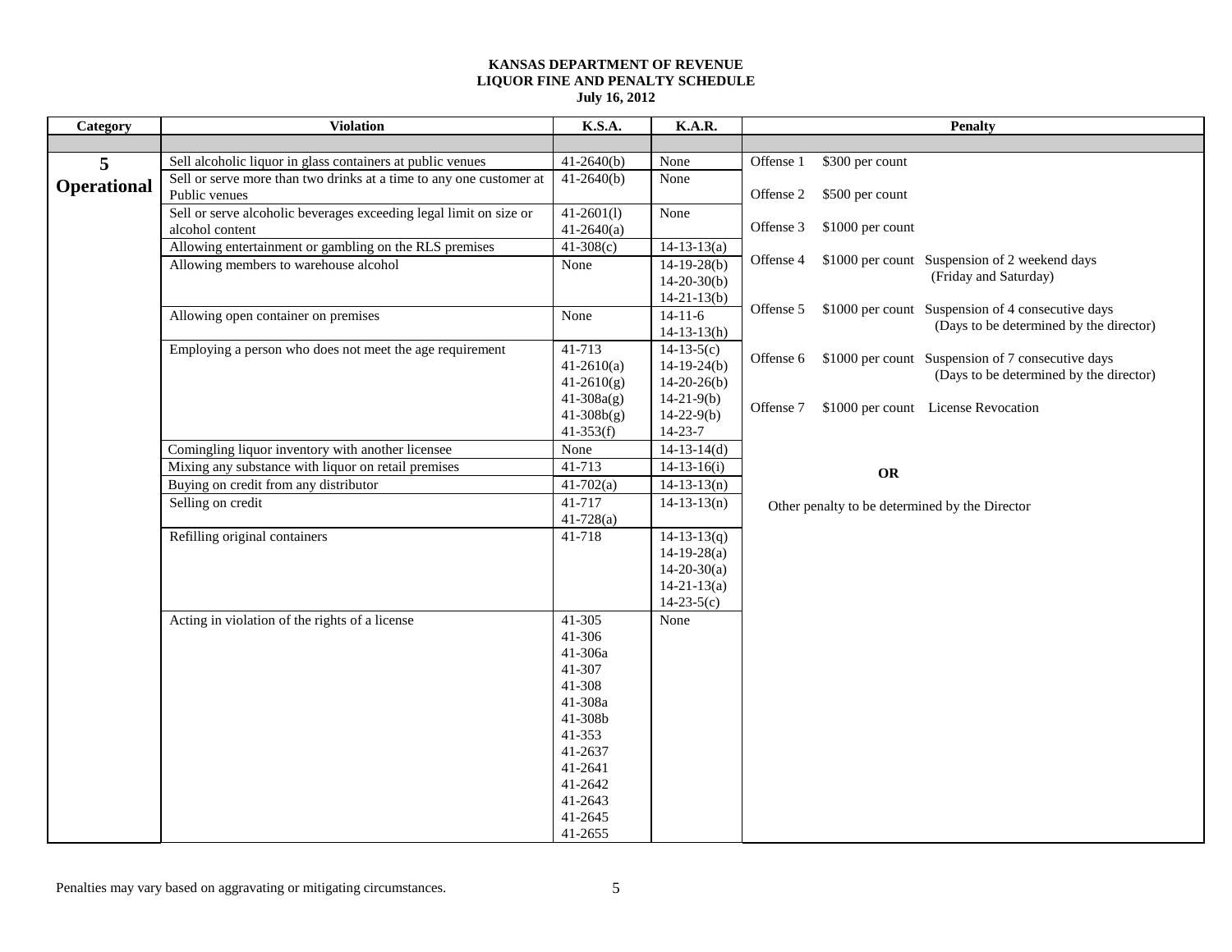**KANSAS DEPARTMENT OF REVENUE**
**LIQUOR FINE AND PENALTY SCHEDULE**
**July 16, 2012**

| Category | Violation | K.S.A. | K.A.R. | Penalty |
|---|---|---|---|---|
| | | | | |
| **5 Operational** | Sell alcoholic liquor in glass containers at public venues | 41-2640(b) | None | Offense 1 $300 per count<br>Offense 2 $500 per count<br>Offense 3 $1000 per count<br>Offense 4 $1000 per count Suspension of 2 weekend days (Friday and Saturday)<br>Offense 5 $1000 per count Suspension of 4 consecutive days (Days to be determined by the director)<br>Offense 6 $1000 per count Suspension of 7 consecutive days (Days to be determined by the director)<br>Offense 7 $1000 per count License Revocation<br>**OR**<br>Other penalty to be determined by the Director |
| | Sell or serve more than two drinks at a time to any one customer at Public venues | 41-2640(b) | None | |
| | Sell or serve alcoholic beverages exceeding legal limit on size or alcohol content | 41-2601(l)<br>41-2640(a) | None | |
| | Allowing entertainment or gambling on the RLS premises | 41-308(c) | 14-13-13(a) | |
| | Allowing members to warehouse alcohol | None | 14-19-28(b)<br>14-20-30(b)<br>14-21-13(b) | |
| | Allowing open container on premises | None | 14-11-6<br>14-13-13(h) | |
| | Employing a person who does not meet the age requirement | 41-713<br>41-2610(a)<br>41-2610(g)<br>41-308a(g)<br>41-308b(g)<br>41-353(f) | 14-13-5(c)<br>14-19-24(b)<br>14-20-26(b)<br>14-21-9(b)<br>14-22-9(b)<br>14-23-7 | |
| | Comingling liquor inventory with another licensee | None | 14-13-14(d) | |
| | Mixing any substance with liquor on retail premises | 41-713 | 14-13-16(i) | |
| | Buying on credit from any distributor | 41-702(a) | 14-13-13(n) | |
| | Selling on credit | 41-717<br>41-728(a) | 14-13-13(n) | |
| | Refilling original containers | 41-718 | 14-13-13(q)<br>14-19-28(a)<br>14-20-30(a)<br>14-21-13(a)<br>14-23-5(c) | |
| | Acting in violation of the rights of a license | 41-305<br>41-306<br>41-306a<br>41-307<br>41-308<br>41-308a<br>41-308b<br>41-353<br>41-2637<br>41-2641<br>41-2642<br>41-2643<br>41-2645<br>41-2655 | None | |

Penalties may vary based on aggravating or mitigating circumstances.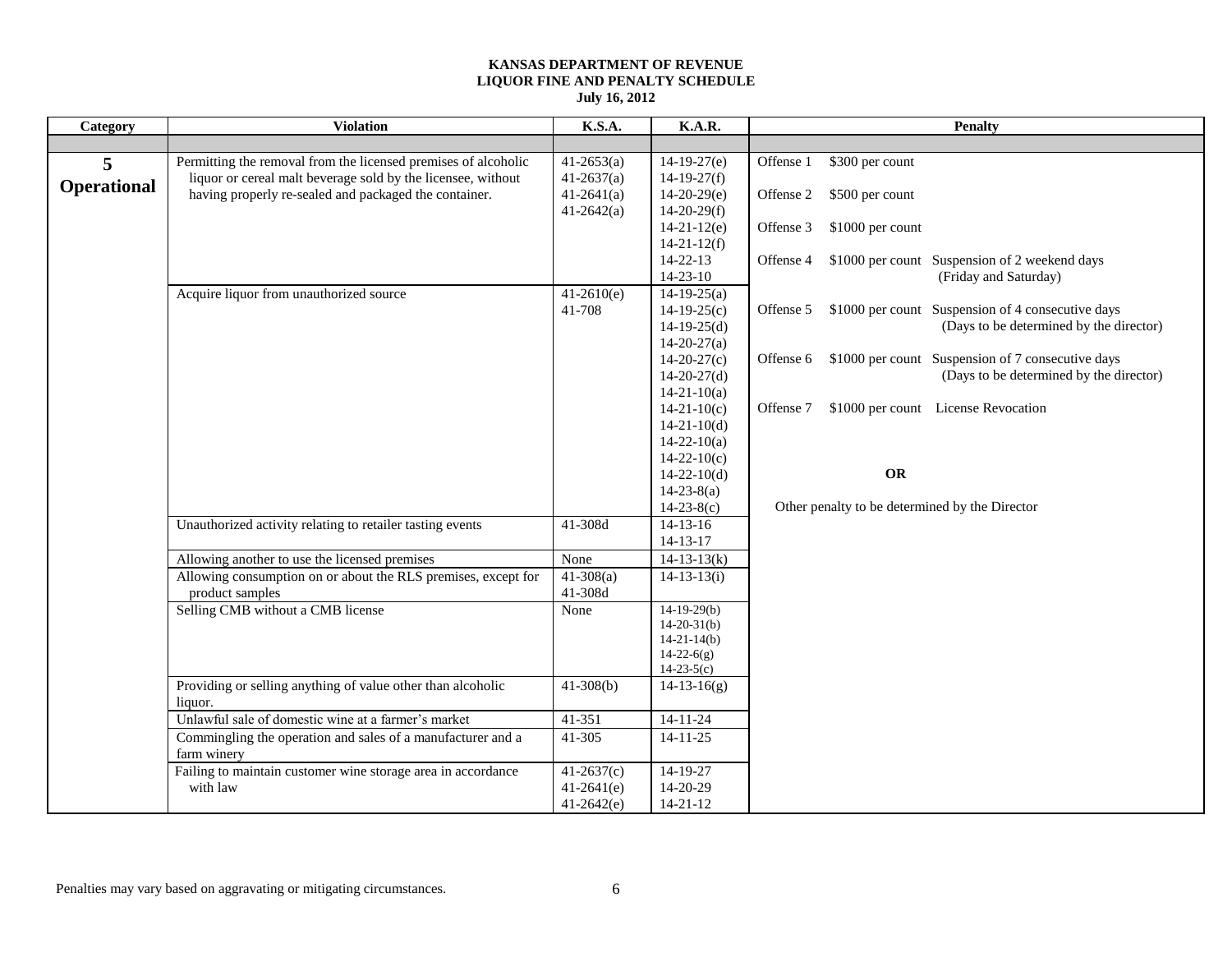**KANSAS DEPARTMENT OF REVENUE**
**LIQUOR FINE AND PENALTY SCHEDULE**
**July 16, 2012**

| Category | Violation | K.S.A. | K.A.R. | Penalty |
|---|---|---|---|---|
| | | | | |
| **5 Operational** | Permitting the removal from the licensed premises of alcoholic liquor or cereal malt beverage sold by the licensee, without having properly re-sealed and packaged the container. | 41-2653(a)<br>41-2637(a)<br>41-2641(a)<br>41-2642(a) | 14-19-27(e)<br>14-19-27(f)<br>14-20-29(e)<br>14-20-29(f)<br>14-21-12(e)<br>14-21-12(f)<br>14-22-13<br>14-23-10 | Offense 1 $300 per count<br><br>Offense 2 $500 per count<br><br>Offense 3 $1000 per count<br><br>Offense 4 $1000 per count Suspension of 2 weekend days (Friday and Saturday)<br><br>Offense 5 $1000 per count Suspension of 4 consecutive days (Days to be determined by the director)<br><br>Offense 6 $1000 per count Suspension of 7 consecutive days (Days to be determined by the director)<br><br>Offense 7 $1000 per count License Revocation<br><br>**OR**<br><br>Other penalty to be determined by the Director |
| | Acquire liquor from unauthorized source | 41-2610(e)<br>41-708 | 14-19-25(a)<br>14-19-25(c)<br>14-19-25(d)<br>14-20-27(a)<br>14-20-27(c)<br>14-20-27(d)<br>14-21-10(a)<br>14-21-10(c)<br>14-21-10(d)<br>14-22-10(a)<br>14-22-10(c)<br>14-22-10(d)<br>14-23-8(a)<br>14-23-8(c) | |
| | Unauthorized activity relating to retailer tasting events | 41-308d | 14-13-16<br>14-13-17 | |
| | Allowing another to use the licensed premises | None | 14-13-13(k) | |
| | Allowing consumption on or about the RLS premises, except for product samples | 41-308(a)<br>41-308d | 14-13-13(i) | |
| | Selling CMB without a CMB license | None | 14-19-29(b)<br>14-20-31(b)<br>14-21-14(b)<br>14-22-6(g)<br>14-23-5(c) | |
| | Providing or selling anything of value other than alcoholic liquor. | 41-308(b) | 14-13-16(g) | |
| | Unlawful sale of domestic wine at a farmer's market | 41-351 | 14-11-24 | |
| | Commingling the operation and sales of a manufacturer and a farm winery | 41-305 | 14-11-25 | |
| | Failing to maintain customer wine storage area in accordance with law | 41-2637(c)<br>41-2641(e)<br>41-2642(e) | 14-19-27<br>14-20-29<br>14-21-12 | |

Penalties may vary based on aggravating or mitigating circumstances.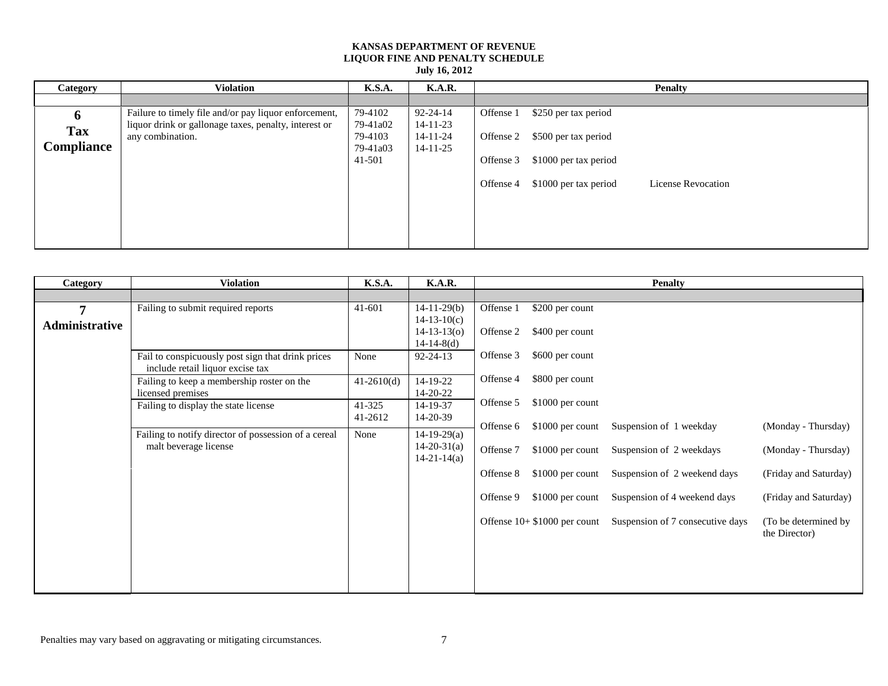# KANSAS DEPARTMENT OF REVENUE
## LIQUOR FINE AND PENALTY SCHEDULE
**July 16, 2012**

| Category | Violation | K.S.A. | K.A.R. | Penalty | | |
|---|---|---|---|---|---|---|
| | | | | | | |
| **6 Tax Compliance** | Failure to timely file and/or pay liquor enforcement, liquor drink or gallonage taxes, penalty, interest or any combination. | 79-4102<br>79-41a02<br>79-4103<br>79-41a03<br>41-501 | 92-24-14<br>14-11-23<br>14-11-24<br>14-11-25 | Offense 1 | $250 per tax period | |
| | | | | Offense 2 | $500 per tax period | |
| | | | | Offense 3 | $1000 per tax period | |
| | | | | Offense 4 | $1000 per tax period | License Revocation |

| Category | Violation | K.S.A. | K.A.R. | Penalty | | | |
|---|---|---|---|---|---|---|---|
| | | | | | | | |
| **7 Administrative** | Failing to submit required reports | 41-601 | 14-11-29(b)<br>14-13-10(c)<br>14-13-13(o)<br>14-14-8(d) | Offense 1 | $200 per count | | |
| | Fail to conspicuously post sign that drink prices include retail liquor excise tax | None | 92-24-13 | Offense 2 | $400 per count | | |
| | Failing to keep a membership roster on the licensed premises | 41-2610(d) | 14-19-22<br>14-20-22 | Offense 3 | $600 per count | | |
| | Failing to display the state license | 41-325<br>41-2612 | 14-19-37<br>14-20-39 | Offense 4 | $800 per count | | |
| | Failing to notify director of possession of a cereal malt beverage license | None | 14-19-29(a)<br>14-20-31(a)<br>14-21-14(a) | Offense 5 | $1000 per count | | |
| | | | | Offense 6 | $1000 per count | Suspension of 1 weekday | (Monday - Thursday) |
| | | | | Offense 7 | $1000 per count | Suspension of 2 weekdays | (Monday - Thursday) |
| | | | | Offense 8 | $1000 per count | Suspension of 2 weekend days | (Friday and Saturday) |
| | | | | Offense 9 | $1000 per count | Suspension of 4 weekend days | (Friday and Saturday) |
| | | | | Offense 10+ | $1000 per count | Suspension of 7 consecutive days | (To be determined by the Director) |

Penalties may vary based on aggravating or mitigating circumstances.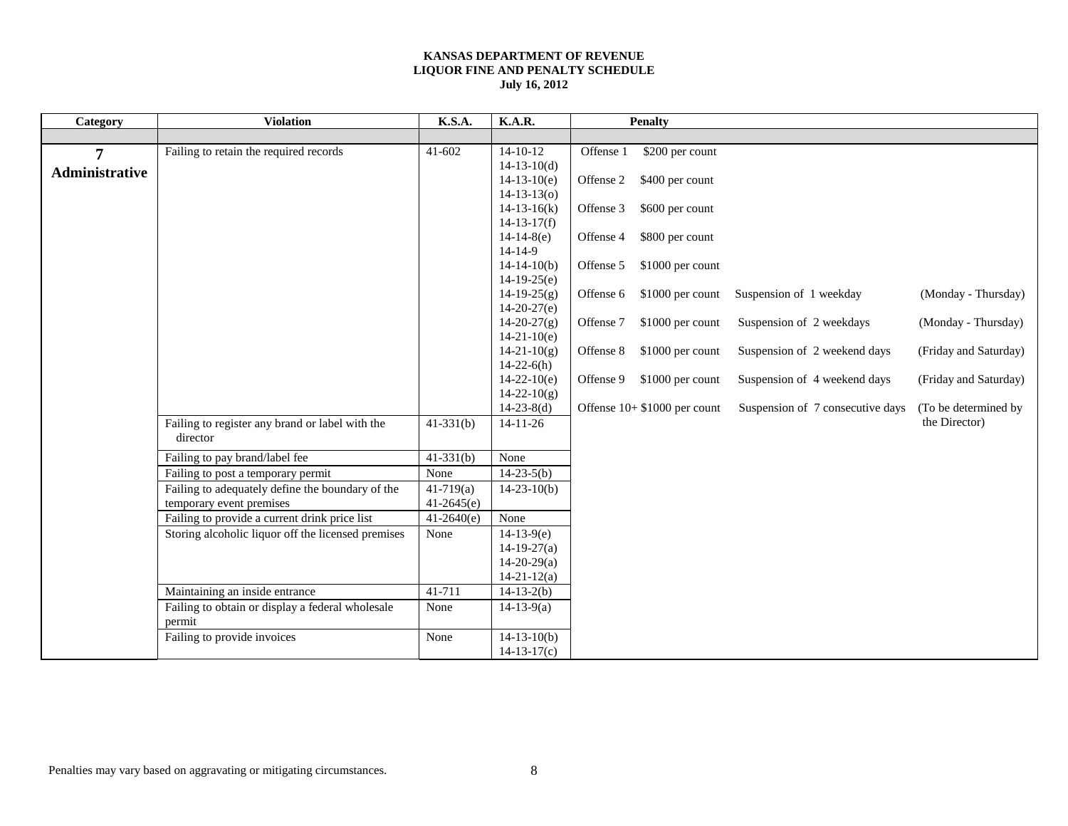**KANSAS DEPARTMENT OF REVENUE**
**LIQUOR FINE AND PENALTY SCHEDULE**
**July 16, 2012**

| Category | Violation | K.S.A. | K.A.R. | Penalty |
|---|---|---|---|---|
| | | | | |
| **7 Administrative** | Failing to retain the required records | 41-602 | 14-10-12<br>14-13-10(d)<br>14-13-10(e)<br>14-13-13(o)<br>14-13-16(k)<br>14-13-17(f)<br>14-14-8(e)<br>14-14-9<br>14-14-10(b)<br>14-19-25(e)<br>14-19-25(g)<br>14-20-27(e)<br>14-20-27(g)<br>14-21-10(e)<br>14-21-10(g)<br>14-22-6(h)<br>14-22-10(e)<br>14-22-10(g)<br>14-23-8(d) | Offense 1 $200 per count<br>Offense 2 $400 per count<br>Offense 3 $600 per count<br>Offense 4 $800 per count<br>Offense 5 $1000 per count<br>Offense 6 $1000 per count Suspension of 1 weekday (Monday - Thursday)<br>Offense 7 $1000 per count Suspension of 2 weekdays (Monday - Thursday)<br>Offense 8 $1000 per count Suspension of 2 weekend days (Friday and Saturday)<br>Offense 9 $1000 per count Suspension of 4 weekend days (Friday and Saturday)<br>Offense 10+ $1000 per count Suspension of 7 consecutive days (To be determined by the Director) |
| | Failing to register any brand or label with the director | 41-331(b) | 14-11-26 | |
| | Failing to pay brand/label fee | 41-331(b) | None | |
| | Failing to post a temporary permit | None | 14-23-5(b) | |
| | Failing to adequately define the boundary of the temporary event premises | 41-719(a)<br>41-2645(e) | 14-23-10(b) | |
| | Failing to provide a current drink price list | 41-2640(e) | None | |
| | Storing alcoholic liquor off the licensed premises | None | 14-13-9(e)<br>14-19-27(a)<br>14-20-29(a)<br>14-21-12(a) | |
| | Maintaining an inside entrance | 41-711 | 14-13-2(b) | |
| | Failing to obtain or display a federal wholesale permit | None | 14-13-9(a) | |
| | Failing to provide invoices | None | 14-13-10(b)<br>14-13-17(c) | |

Penalties may vary based on aggravating or mitigating circumstances.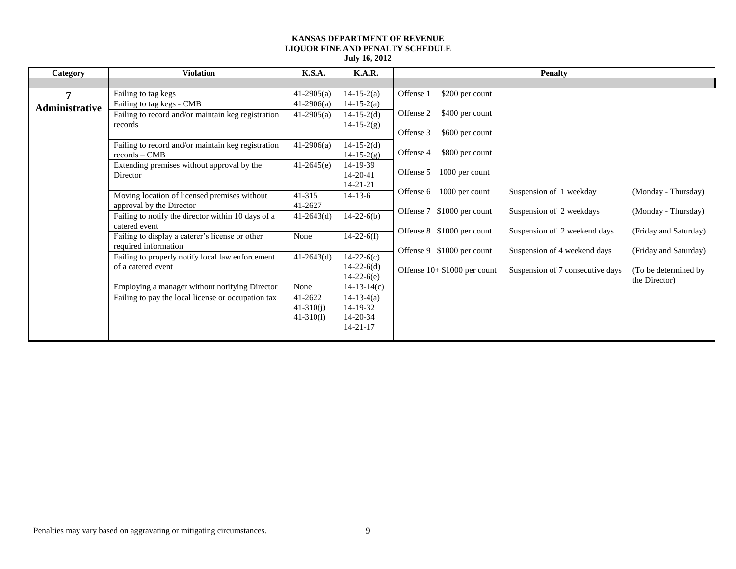**KANSAS DEPARTMENT OF REVENUE**
**LIQUOR FINE AND PENALTY SCHEDULE**
**July 16, 2012**

| Category | Violation | K.S.A. | K.A.R. | Penalty | | |
|---|---|---|---|---|---|---|
| **7 Administrative** | Failing to tag kegs | 41-2905(a) | 14-15-2(a) | Offense 1 $200 per count | | |
| | Failing to tag kegs - CMB | 41-2906(a) | 14-15-2(a) | Offense 2 $400 per count | | |
| | Failing to record and/or maintain keg registration records | 41-2905(a) | 14-15-2(d) 14-15-2(g) | Offense 3 $600 per count | | |
| | Failing to record and/or maintain keg registration records – CMB | 41-2906(a) | 14-15-2(d) 14-15-2(g) | Offense 4 $800 per count | | |
| | Extending premises without approval by the Director | 41-2645(e) | 14-19-39 14-20-41 14-21-21 | Offense 5 1000 per count | | |
| | Moving location of licensed premises without approval by the Director | 41-315 41-2627 | 14-13-6 | Offense 6 1000 per count | Suspension of 1 weekday | (Monday - Thursday) |
| | Failing to notify the director within 10 days of a catered event | 41-2643(d) | 14-22-6(b) | Offense 7 $1000 per count | Suspension of 2 weekdays | (Monday - Thursday) |
| | Failing to display a caterer's license or other required information | None | 14-22-6(f) | Offense 8 $1000 per count | Suspension of 2 weekend days | (Friday and Saturday) |
| | Failing to properly notify local law enforcement of a catered event | 41-2643(d) | 14-22-6(c) 14-22-6(d) 14-22-6(e) | Offense 9 $1000 per count | Suspension of 4 weekend days | (Friday and Saturday) |
| | Employing a manager without notifying Director | None | 14-13-14(c) | Offense 10+ $1000 per count | Suspension of 7 consecutive days | (To be determined by the Director) |
| | Failing to pay the local license or occupation tax | 41-2622 41-310(j) 41-310(l) | 14-13-4(a) 14-19-32 14-20-34 14-21-17 | | | |

Penalties may vary based on aggravating or mitigating circumstances.